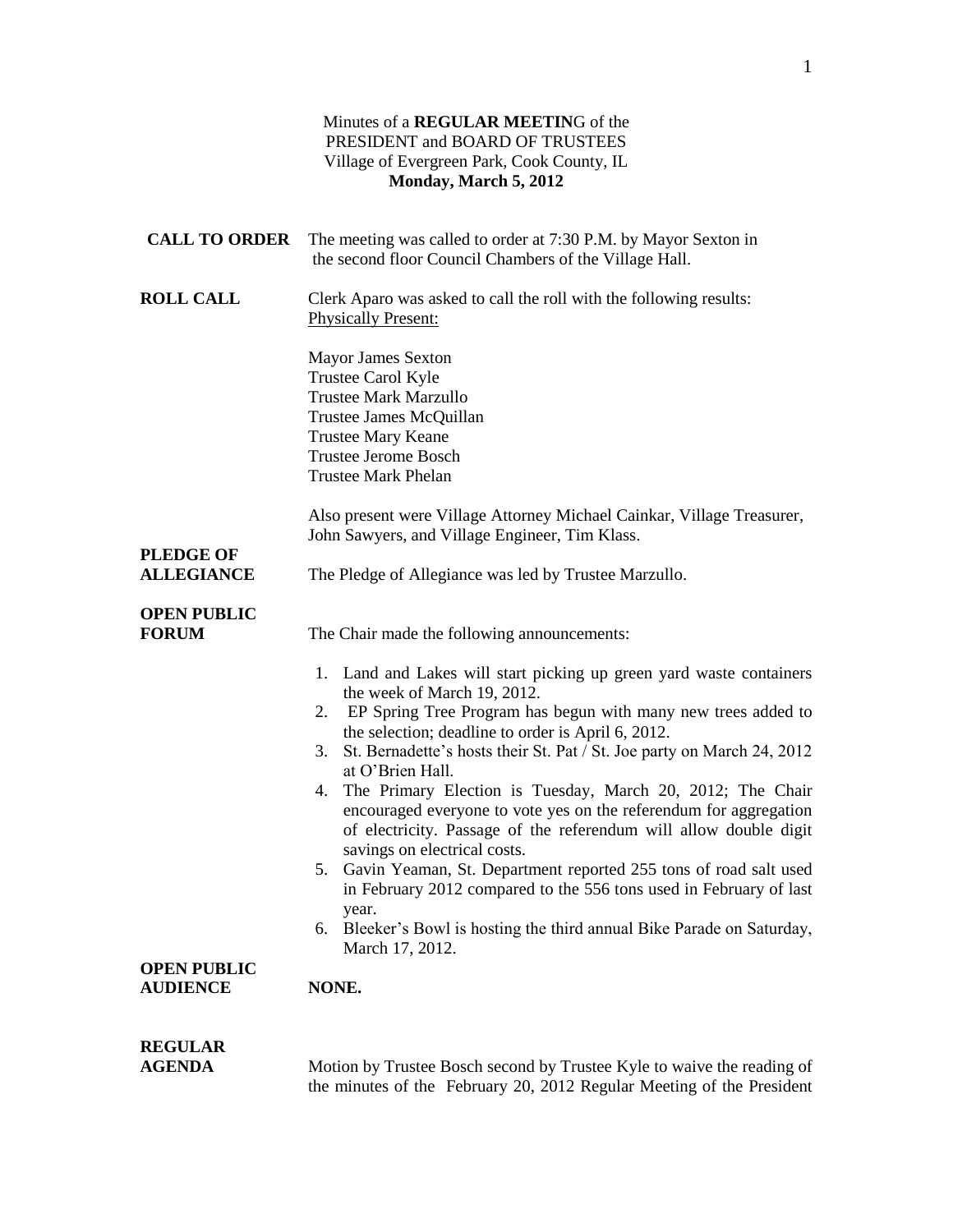Minutes of a **REGULAR MEETIN**G of the
PRESIDENT and BOARD OF TRUSTEES
Village of Evergreen Park, Cook County, IL
**Monday, March 5, 2012**

**CALL TO ORDER** The meeting was called to order at 7:30 P.M. by Mayor Sexton in the second floor Council Chambers of the Village Hall.

**ROLL CALL** Clerk Aparo was asked to call the roll with the following results:
Physically Present:

Mayor James Sexton
Trustee Carol Kyle
Trustee Mark Marzullo
Trustee James McQuillan
Trustee Mary Keane
Trustee Jerome Bosch
Trustee Mark Phelan

Also present were Village Attorney Michael Cainkar, Village Treasurer, John Sawyers, and Village Engineer, Tim Klass.

**PLEDGE OF ALLEGIANCE** The Pledge of Allegiance was led by Trustee Marzullo.

**OPEN PUBLIC FORUM** The Chair made the following announcements:

1. Land and Lakes will start picking up green yard waste containers the week of March 19, 2012.
2. EP Spring Tree Program has begun with many new trees added to the selection; deadline to order is April 6, 2012.
3. St. Bernadette's hosts their St. Pat / St. Joe party on March 24, 2012 at O'Brien Hall.
4. The Primary Election is Tuesday, March 20, 2012; The Chair encouraged everyone to vote yes on the referendum for aggregation of electricity. Passage of the referendum will allow double digit savings on electrical costs.
5. Gavin Yeaman, St. Department reported 255 tons of road salt used in February 2012 compared to the 556 tons used in February of last year.
6. Bleeker's Bowl is hosting the third annual Bike Parade on Saturday, March 17, 2012.

**OPEN PUBLIC AUDIENCE** **NONE.**

**REGULAR AGENDA** Motion by Trustee Bosch second by Trustee Kyle to waive the reading of the minutes of the February 20, 2012 Regular Meeting of the President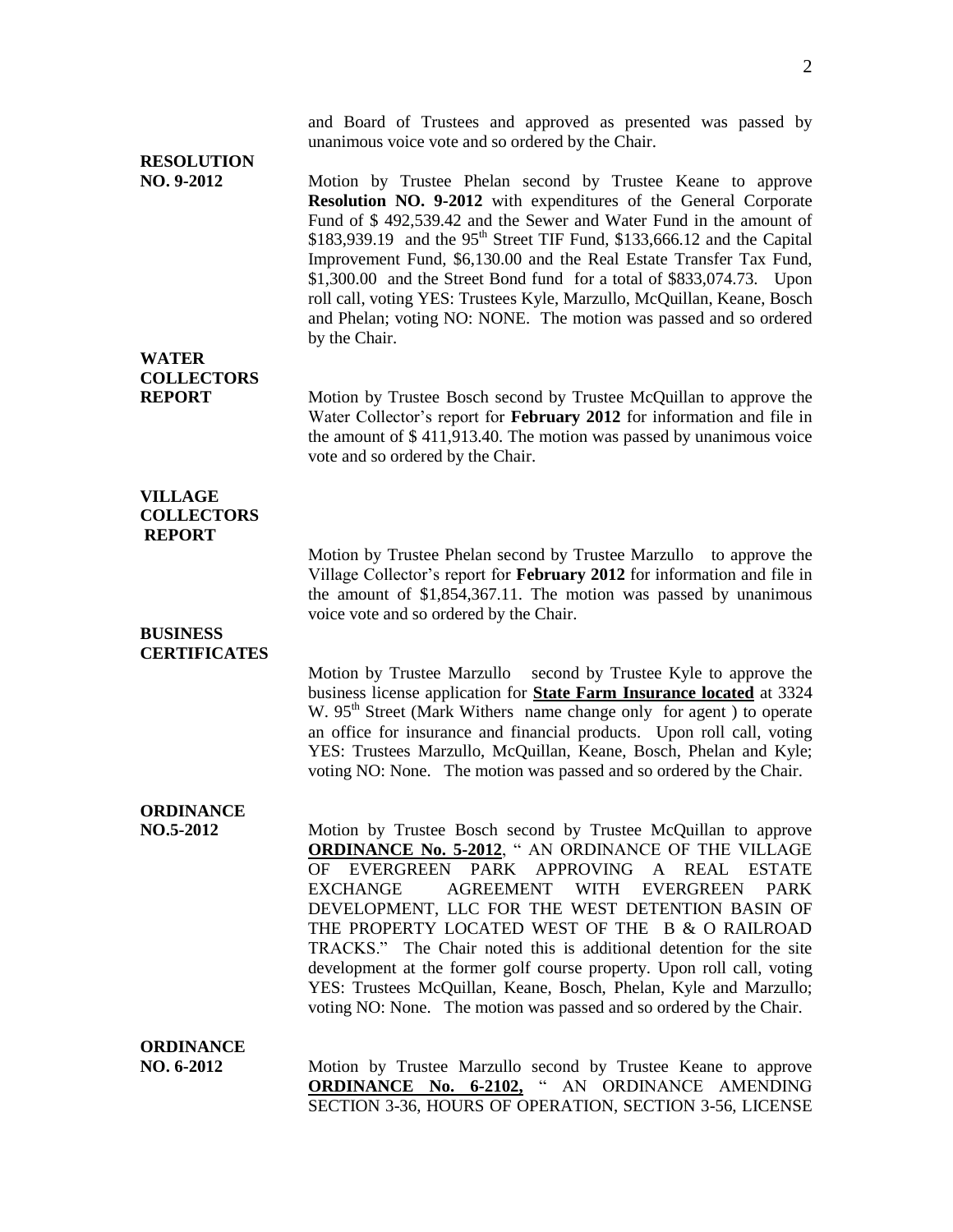and Board of Trustees and approved as presented was passed by unanimous voice vote and so ordered by the Chair.

**RESOLUTION NO. 9-2012**

Motion by Trustee Phelan second by Trustee Keane to approve **Resolution NO. 9-2012** with expenditures of the General Corporate Fund of $ 492,539.42 and the Sewer and Water Fund in the amount of $183,939.19 and the 95th Street TIF Fund, $133,666.12 and the Capital Improvement Fund, $6,130.00 and the Real Estate Transfer Tax Fund, $1,300.00 and the Street Bond fund for a total of $833,074.73. Upon roll call, voting YES: Trustees Kyle, Marzullo, McQuillan, Keane, Bosch and Phelan; voting NO: NONE. The motion was passed and so ordered by the Chair.

**WATER COLLECTORS REPORT**

Motion by Trustee Bosch second by Trustee McQuillan to approve the Water Collector's report for **February 2012** for information and file in the amount of $ 411,913.40. The motion was passed by unanimous voice vote and so ordered by the Chair.

**VILLAGE COLLECTORS REPORT**

Motion by Trustee Phelan second by Trustee Marzullo to approve the Village Collector's report for **February 2012** for information and file in the amount of $1,854,367.11. The motion was passed by unanimous voice vote and so ordered by the Chair.

**BUSINESS CERTIFICATES**

Motion by Trustee Marzullo second by Trustee Kyle to approve the business license application for **State Farm Insurance located** at 3324 W. 95th Street (Mark Withers name change only for agent ) to operate an office for insurance and financial products. Upon roll call, voting YES: Trustees Marzullo, McQuillan, Keane, Bosch, Phelan and Kyle; voting NO: None. The motion was passed and so ordered by the Chair.

**ORDINANCE NO.5-2012**

Motion by Trustee Bosch second by Trustee McQuillan to approve **ORDINANCE No. 5-2012**, " AN ORDINANCE OF THE VILLAGE OF EVERGREEN PARK APPROVING A REAL ESTATE EXCHANGE AGREEMENT WITH EVERGREEN PARK DEVELOPMENT, LLC FOR THE WEST DETENTION BASIN OF THE PROPERTY LOCATED WEST OF THE B & O RAILROAD TRACKS." The Chair noted this is additional detention for the site development at the former golf course property. Upon roll call, voting YES: Trustees McQuillan, Keane, Bosch, Phelan, Kyle and Marzullo; voting NO: None. The motion was passed and so ordered by the Chair.

**ORDINANCE NO. 6-2012**

Motion by Trustee Marzullo second by Trustee Keane to approve **ORDINANCE No. 6-2102,** " AN ORDINANCE AMENDING SECTION 3-36, HOURS OF OPERATION, SECTION 3-56, LICENSE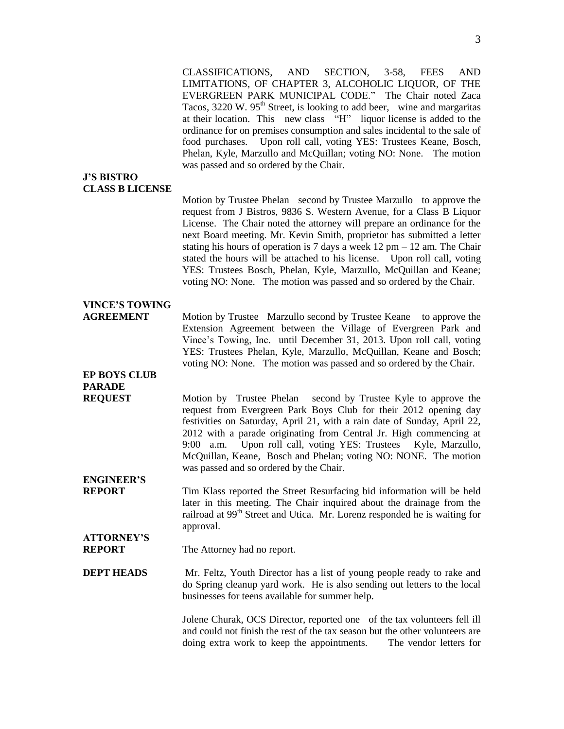CLASSIFICATIONS, AND SECTION, 3-58, FEES AND LIMITATIONS, OF CHAPTER 3, ALCOHOLIC LIQUOR, OF THE EVERGREEN PARK MUNICIPAL CODE." The Chair noted Zaca Tacos, 3220 W. 95th Street, is looking to add beer, wine and margaritas at their location. This new class "H" liquor license is added to the ordinance for on premises consumption and sales incidental to the sale of food purchases. Upon roll call, voting YES: Trustees Keane, Bosch, Phelan, Kyle, Marzullo and McQuillan; voting NO: None. The motion was passed and so ordered by the Chair.

**J'S BISTRO CLASS B LICENSE**

Motion by Trustee Phelan second by Trustee Marzullo to approve the request from J Bistros, 9836 S. Western Avenue, for a Class B Liquor License. The Chair noted the attorney will prepare an ordinance for the next Board meeting. Mr. Kevin Smith, proprietor has submitted a letter stating his hours of operation is 7 days a week 12 pm – 12 am. The Chair stated the hours will be attached to his license. Upon roll call, voting YES: Trustees Bosch, Phelan, Kyle, Marzullo, McQuillan and Keane; voting NO: None. The motion was passed and so ordered by the Chair.

**VINCE'S TOWING AGREEMENT**

Motion by Trustee Marzullo second by Trustee Keane to approve the Extension Agreement between the Village of Evergreen Park and Vince's Towing, Inc. until December 31, 2013. Upon roll call, voting YES: Trustees Phelan, Kyle, Marzullo, McQuillan, Keane and Bosch; voting NO: None. The motion was passed and so ordered by the Chair.

**EP BOYS CLUB PARADE REQUEST**

Motion by Trustee Phelan second by Trustee Kyle to approve the request from Evergreen Park Boys Club for their 2012 opening day festivities on Saturday, April 21, with a rain date of Sunday, April 22, 2012 with a parade originating from Central Jr. High commencing at 9:00 a.m. Upon roll call, voting YES: Trustees Kyle, Marzullo, McQuillan, Keane, Bosch and Phelan; voting NO: NONE. The motion was passed and so ordered by the Chair.

**ENGINEER'S REPORT**

Tim Klass reported the Street Resurfacing bid information will be held later in this meeting. The Chair inquired about the drainage from the railroad at 99th Street and Utica. Mr. Lorenz responded he is waiting for approval.

**ATTORNEY'S REPORT**

The Attorney had no report.

**DEPT HEADS**

Mr. Feltz, Youth Director has a list of young people ready to rake and do Spring cleanup yard work. He is also sending out letters to the local businesses for teens available for summer help.

Jolene Churak, OCS Director, reported one of the tax volunteers fell ill and could not finish the rest of the tax season but the other volunteers are doing extra work to keep the appointments. The vendor letters for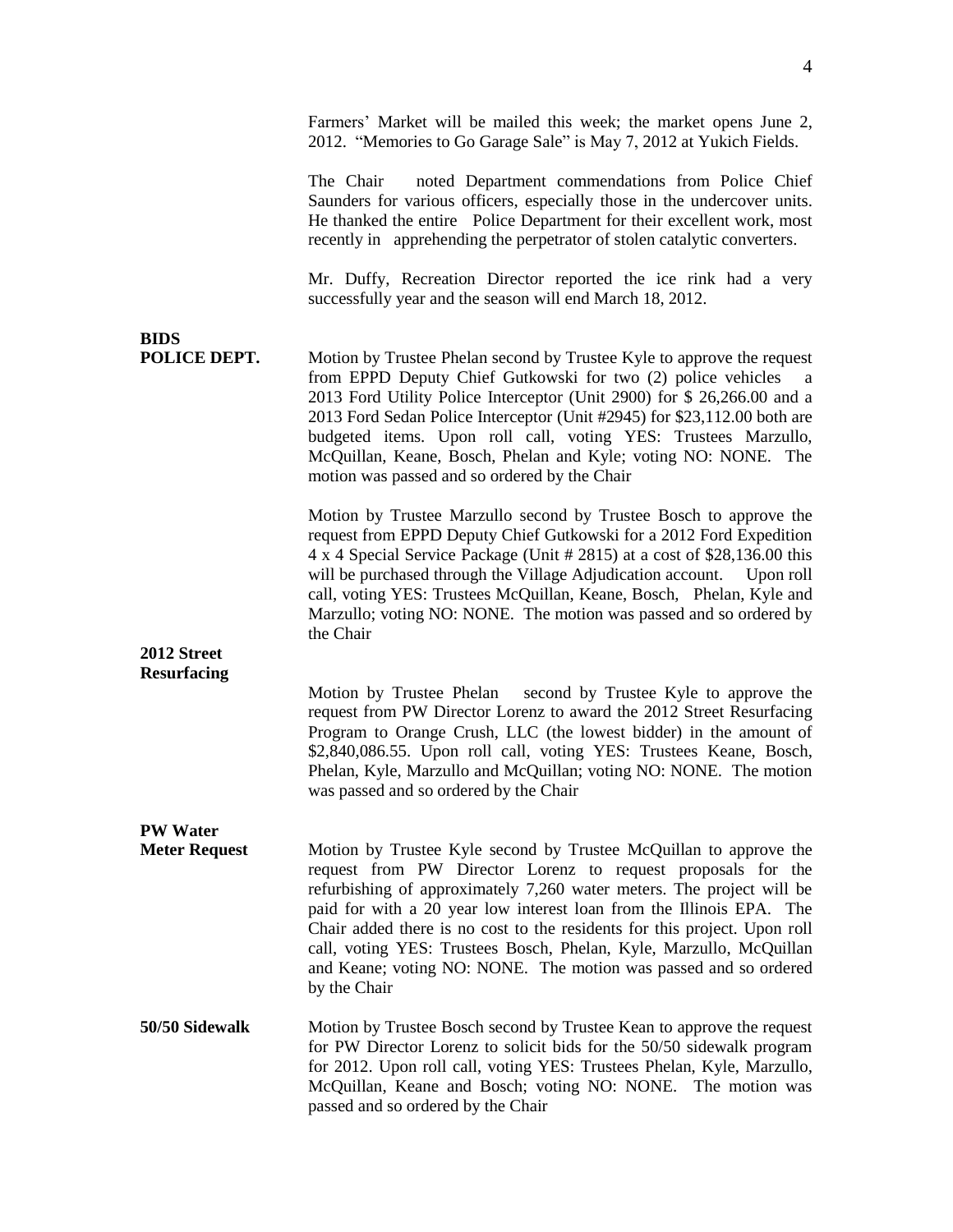Farmers' Market will be mailed this week; the market opens June 2, 2012. "Memories to Go Garage Sale" is May 7, 2012 at Yukich Fields.

The Chair noted Department commendations from Police Chief Saunders for various officers, especially those in the undercover units. He thanked the entire Police Department for their excellent work, most recently in apprehending the perpetrator of stolen catalytic converters.

Mr. Duffy, Recreation Director reported the ice rink had a very successfully year and the season will end March 18, 2012.

**BIDS**

**POLICE DEPT.**

Motion by Trustee Phelan second by Trustee Kyle to approve the request from EPPD Deputy Chief Gutkowski for two (2) police vehicles a 2013 Ford Utility Police Interceptor (Unit 2900) for $ 26,266.00 and a 2013 Ford Sedan Police Interceptor (Unit #2945) for $23,112.00 both are budgeted items. Upon roll call, voting YES: Trustees Marzullo, McQuillan, Keane, Bosch, Phelan and Kyle; voting NO: NONE. The motion was passed and so ordered by the Chair

Motion by Trustee Marzullo second by Trustee Bosch to approve the request from EPPD Deputy Chief Gutkowski for a 2012 Ford Expedition 4 x 4 Special Service Package (Unit # 2815) at a cost of $28,136.00 this will be purchased through the Village Adjudication account. Upon roll call, voting YES: Trustees McQuillan, Keane, Bosch, Phelan, Kyle and Marzullo; voting NO: NONE. The motion was passed and so ordered by the Chair

**2012 Street Resurfacing**

Motion by Trustee Phelan second by Trustee Kyle to approve the request from PW Director Lorenz to award the 2012 Street Resurfacing Program to Orange Crush, LLC (the lowest bidder) in the amount of $2,840,086.55. Upon roll call, voting YES: Trustees Keane, Bosch, Phelan, Kyle, Marzullo and McQuillan; voting NO: NONE. The motion was passed and so ordered by the Chair

**PW Water Meter Request**

Motion by Trustee Kyle second by Trustee McQuillan to approve the request from PW Director Lorenz to request proposals for the refurbishing of approximately 7,260 water meters. The project will be paid for with a 20 year low interest loan from the Illinois EPA. The Chair added there is no cost to the residents for this project. Upon roll call, voting YES: Trustees Bosch, Phelan, Kyle, Marzullo, McQuillan and Keane; voting NO: NONE. The motion was passed and so ordered by the Chair

**50/50 Sidewalk**

Motion by Trustee Bosch second by Trustee Kean to approve the request for PW Director Lorenz to solicit bids for the 50/50 sidewalk program for 2012. Upon roll call, voting YES: Trustees Phelan, Kyle, Marzullo, McQuillan, Keane and Bosch; voting NO: NONE. The motion was passed and so ordered by the Chair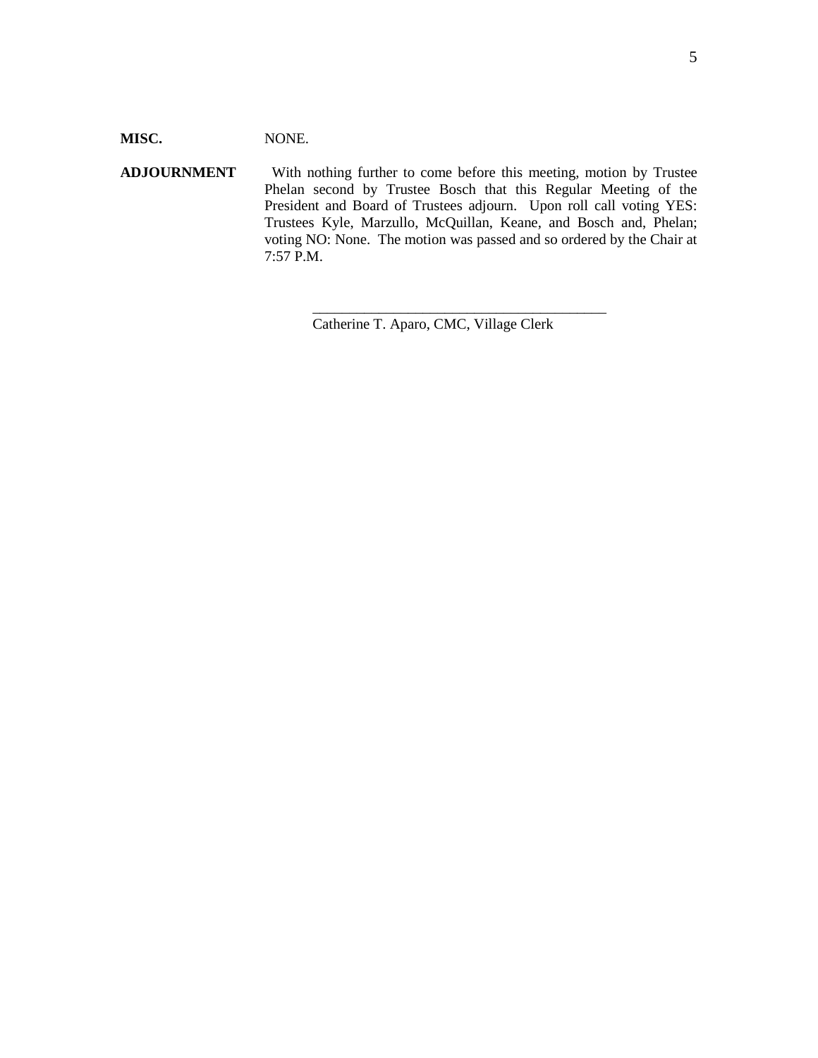**MISC.** NONE.

**ADJOURNMENT** With nothing further to come before this meeting, motion by Trustee Phelan second by Trustee Bosch that this Regular Meeting of the President and Board of Trustees adjourn. Upon roll call voting YES: Trustees Kyle, Marzullo, McQuillan, Keane, and Bosch and, Phelan; voting NO: None. The motion was passed and so ordered by the Chair at 7:57 P.M.

\_\_\_\_\_\_\_\_\_\_\_\_\_\_\_\_\_\_\_\_\_\_\_\_\_\_\_\_\_\_\_\_\_\_\_\_\_\_\_\_

Catherine T. Aparo, CMC, Village Clerk